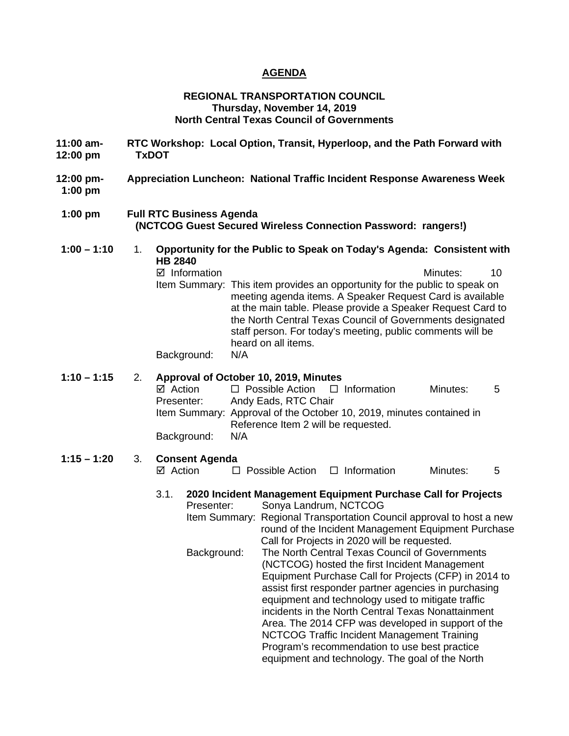# AGENDA

**REGIONAL TRANSPORTATION COUNCIL**
**Thursday, November 14, 2019**
**North Central Texas Council of Governments**

**11:00 am-12:00 pm** **RTC Workshop: Local Option, Transit, Hyperloop, and the Path Forward with TxDOT**

**12:00 pm-1:00 pm** **Appreciation Luncheon: National Traffic Incident Response Awareness Week**

**1:00 pm** **Full RTC Business Agenda**
**(NCTCOG Guest Secured Wireless Connection Password: rangers!)**

**1:00 – 1:10** 1. **Opportunity for the Public to Speak on Today's Agenda: Consistent with HB 2840**

☑ Information — Minutes: 10

Item Summary: This item provides an opportunity for the public to speak on meeting agenda items. A Speaker Request Card is available at the main table. Please provide a Speaker Request Card to the North Central Texas Council of Governments designated staff person. For today's meeting, public comments will be heard on all items.

Background: N/A

**1:10 – 1:15** 2. **Approval of October 10, 2019, Minutes**

☑ Action ☐ Possible Action ☐ Information — Minutes: 5

Presenter: Andy Eads, RTC Chair

Item Summary: Approval of the October 10, 2019, minutes contained in Reference Item 2 will be requested.

Background: N/A

**1:15 – 1:20** 3. **Consent Agenda**

☑ Action ☐ Possible Action ☐ Information — Minutes: 5

3.1. **2020 Incident Management Equipment Purchase Call for Projects**

Presenter: Sonya Landrum, NCTCOG

Item Summary: Regional Transportation Council approval to host a new round of the Incident Management Equipment Purchase Call for Projects in 2020 will be requested.

Background: The North Central Texas Council of Governments (NCTCOG) hosted the first Incident Management Equipment Purchase Call for Projects (CFP) in 2014 to assist first responder partner agencies in purchasing equipment and technology used to mitigate traffic incidents in the North Central Texas Nonattainment Area. The 2014 CFP was developed in support of the NCTCOG Traffic Incident Management Training Program's recommendation to use best practice equipment and technology. The goal of the North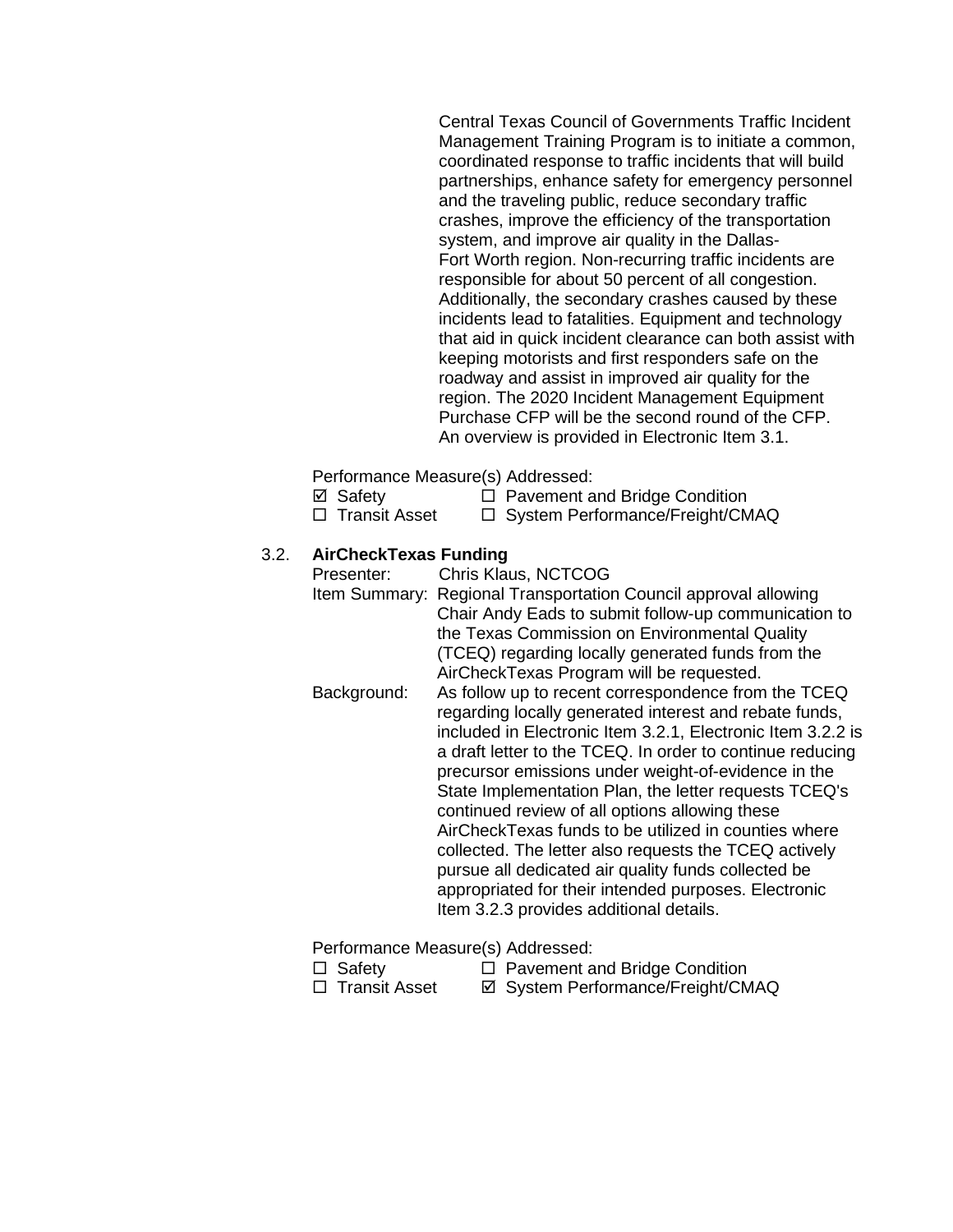Central Texas Council of Governments Traffic Incident Management Training Program is to initiate a common, coordinated response to traffic incidents that will build partnerships, enhance safety for emergency personnel and the traveling public, reduce secondary traffic crashes, improve the efficiency of the transportation system, and improve air quality in the Dallas-Fort Worth region. Non-recurring traffic incidents are responsible for about 50 percent of all congestion. Additionally, the secondary crashes caused by these incidents lead to fatalities. Equipment and technology that aid in quick incident clearance can both assist with keeping motorists and first responders safe on the roadway and assist in improved air quality for the region. The 2020 Incident Management Equipment Purchase CFP will be the second round of the CFP. An overview is provided in Electronic Item 3.1.

Performance Measure(s) Addressed:

☑ Safety ☐ Pavement and Bridge Condition
☐ Transit Asset ☐ System Performance/Freight/CMAQ

3.2. **AirCheckTexas Funding**

Presenter: Chris Klaus, NCTCOG

Item Summary: Regional Transportation Council approval allowing Chair Andy Eads to submit follow-up communication to the Texas Commission on Environmental Quality (TCEQ) regarding locally generated funds from the AirCheckTexas Program will be requested.

Background: As follow up to recent correspondence from the TCEQ regarding locally generated interest and rebate funds, included in Electronic Item 3.2.1, Electronic Item 3.2.2 is a draft letter to the TCEQ. In order to continue reducing precursor emissions under weight-of-evidence in the State Implementation Plan, the letter requests TCEQ's continued review of all options allowing these AirCheckTexas funds to be utilized in counties where collected. The letter also requests the TCEQ actively pursue all dedicated air quality funds collected be appropriated for their intended purposes. Electronic Item 3.2.3 provides additional details.

Performance Measure(s) Addressed:

☐ Safety ☐ Pavement and Bridge Condition
☐ Transit Asset ☑ System Performance/Freight/CMAQ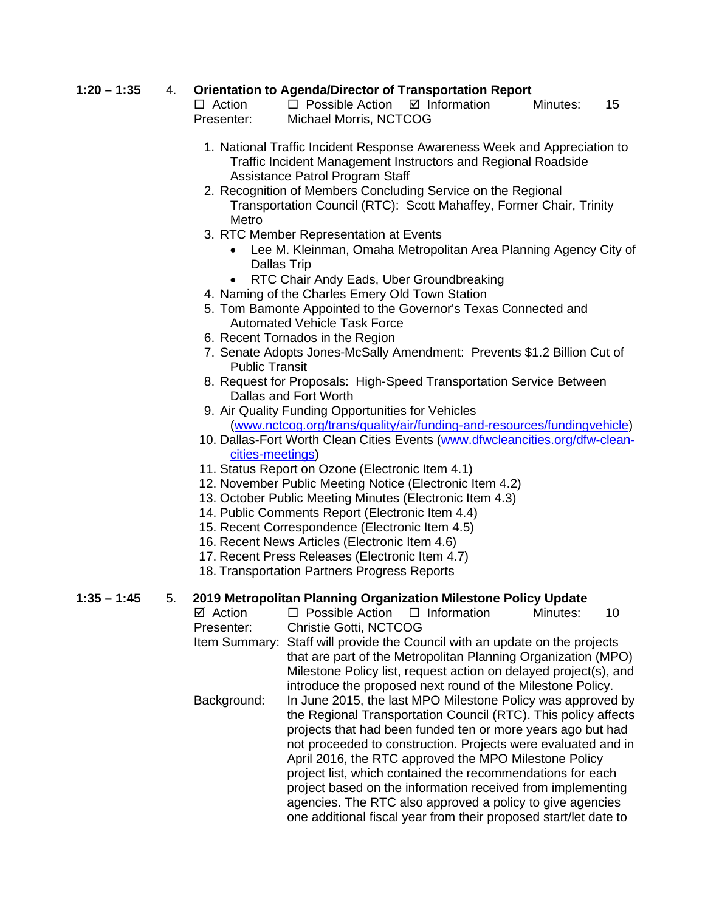**1:20 – 1:35** 4. **Orientation to Agenda/Director of Transportation Report**

☐ Action ☐ Possible Action ☑ Information Minutes: 15

Presenter: Michael Morris, NCTCOG

1. National Traffic Incident Response Awareness Week and Appreciation to Traffic Incident Management Instructors and Regional Roadside Assistance Patrol Program Staff
2. Recognition of Members Concluding Service on the Regional Transportation Council (RTC): Scott Mahaffey, Former Chair, Trinity Metro
3. RTC Member Representation at Events
   - Lee M. Kleinman, Omaha Metropolitan Area Planning Agency City of Dallas Trip
   - RTC Chair Andy Eads, Uber Groundbreaking
4. Naming of the Charles Emery Old Town Station
5. Tom Bamonte Appointed to the Governor's Texas Connected and Automated Vehicle Task Force
6. Recent Tornados in the Region
7. Senate Adopts Jones-McSally Amendment: Prevents $1.2 Billion Cut of Public Transit
8. Request for Proposals: High-Speed Transportation Service Between Dallas and Fort Worth
9. Air Quality Funding Opportunities for Vehicles (www.nctcog.org/trans/quality/air/funding-and-resources/fundingvehicle)
10. Dallas-Fort Worth Clean Cities Events (www.dfwcleancities.org/dfw-clean-cities-meetings)
11. Status Report on Ozone (Electronic Item 4.1)
12. November Public Meeting Notice (Electronic Item 4.2)
13. October Public Meeting Minutes (Electronic Item 4.3)
14. Public Comments Report (Electronic Item 4.4)
15. Recent Correspondence (Electronic Item 4.5)
16. Recent News Articles (Electronic Item 4.6)
17. Recent Press Releases (Electronic Item 4.7)
18. Transportation Partners Progress Reports

**1:35 – 1:45** 5. **2019 Metropolitan Planning Organization Milestone Policy Update**

☑ Action ☐ Possible Action ☐ Information Minutes: 10

Presenter: Christie Gotti, NCTCOG

Item Summary: Staff will provide the Council with an update on the projects that are part of the Metropolitan Planning Organization (MPO) Milestone Policy list, request action on delayed project(s), and introduce the proposed next round of the Milestone Policy.

Background: In June 2015, the last MPO Milestone Policy was approved by the Regional Transportation Council (RTC). This policy affects projects that had been funded ten or more years ago but had not proceeded to construction. Projects were evaluated and in April 2016, the RTC approved the MPO Milestone Policy project list, which contained the recommendations for each project based on the information received from implementing agencies. The RTC also approved a policy to give agencies one additional fiscal year from their proposed start/let date to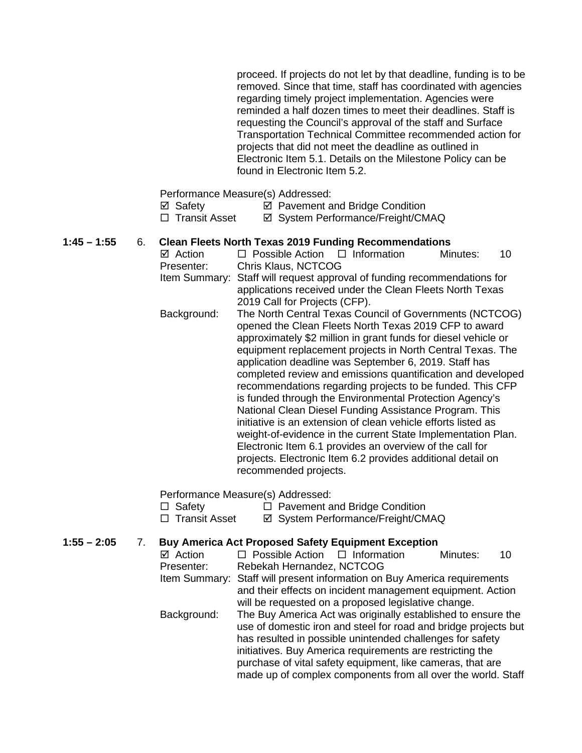proceed. If projects do not let by that deadline, funding is to be removed. Since that time, staff has coordinated with agencies regarding timely project implementation. Agencies were reminded a half dozen times to meet their deadlines. Staff is requesting the Council's approval of the staff and Surface Transportation Technical Committee recommended action for projects that did not meet the deadline as outlined in Electronic Item 5.1. Details on the Milestone Policy can be found in Electronic Item 5.2.

Performance Measure(s) Addressed:

☑ Safety ☑ Pavement and Bridge Condition
☐ Transit Asset ☑ System Performance/Freight/CMAQ

**1:45 – 1:55** 6. **Clean Fleets North Texas 2019 Funding Recommendations**

☑ Action ☐ Possible Action ☐ Information Minutes: 10

Presenter: Chris Klaus, NCTCOG

Item Summary: Staff will request approval of funding recommendations for applications received under the Clean Fleets North Texas 2019 Call for Projects (CFP).

Background: The North Central Texas Council of Governments (NCTCOG) opened the Clean Fleets North Texas 2019 CFP to award approximately $2 million in grant funds for diesel vehicle or equipment replacement projects in North Central Texas. The application deadline was September 6, 2019. Staff has completed review and emissions quantification and developed recommendations regarding projects to be funded. This CFP is funded through the Environmental Protection Agency's National Clean Diesel Funding Assistance Program. This initiative is an extension of clean vehicle efforts listed as weight-of-evidence in the current State Implementation Plan. Electronic Item 6.1 provides an overview of the call for projects. Electronic Item 6.2 provides additional detail on recommended projects.

Performance Measure(s) Addressed:

☐ Safety ☐ Pavement and Bridge Condition
☐ Transit Asset ☑ System Performance/Freight/CMAQ

**1:55 – 2:05** 7. **Buy America Act Proposed Safety Equipment Exception**

☑ Action ☐ Possible Action ☐ Information Minutes: 10

Presenter: Rebekah Hernandez, NCTCOG

Item Summary: Staff will present information on Buy America requirements and their effects on incident management equipment. Action will be requested on a proposed legislative change.

Background: The Buy America Act was originally established to ensure the use of domestic iron and steel for road and bridge projects but has resulted in possible unintended challenges for safety initiatives. Buy America requirements are restricting the purchase of vital safety equipment, like cameras, that are made up of complex components from all over the world. Staff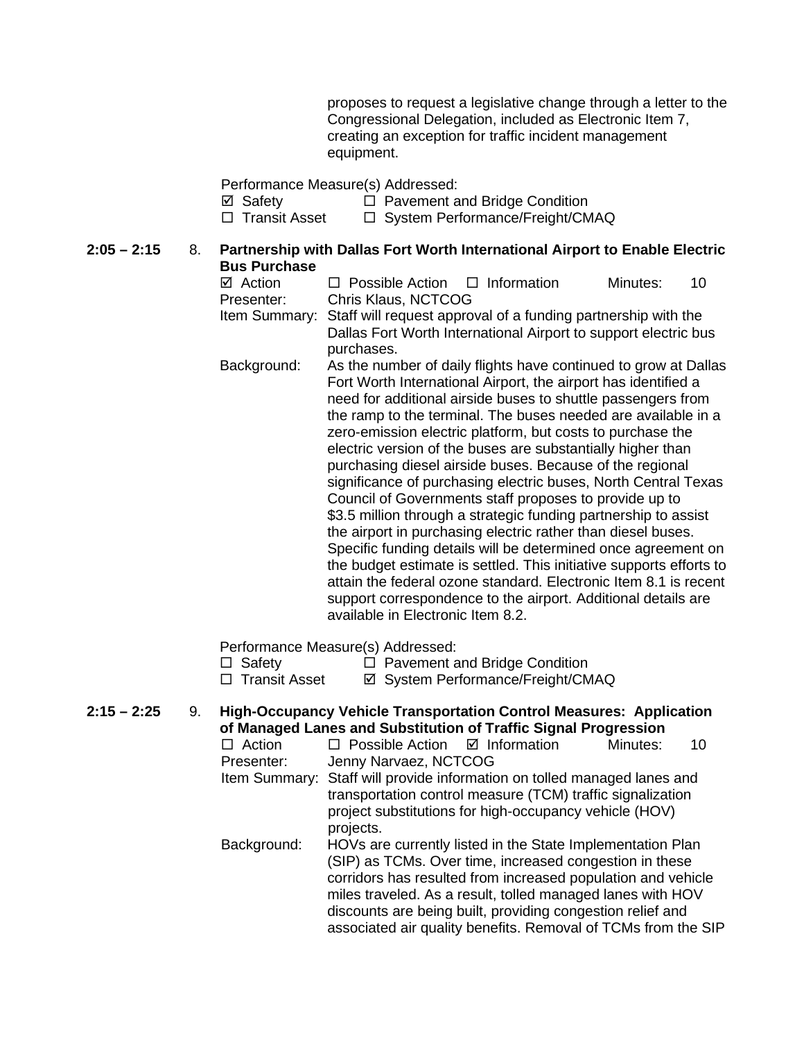proposes to request a legislative change through a letter to the Congressional Delegation, included as Electronic Item 7, creating an exception for traffic incident management equipment.

Performance Measure(s) Addressed:
☑ Safety ☐ Pavement and Bridge Condition
☐ Transit Asset ☐ System Performance/Freight/CMAQ

**2:05 – 2:15** 8. **Partnership with Dallas Fort Worth International Airport to Enable Electric Bus Purchase**

☑ Action ☐ Possible Action ☐ Information Minutes: 10

Presenter: Chris Klaus, NCTCOG

Item Summary: Staff will request approval of a funding partnership with the Dallas Fort Worth International Airport to support electric bus purchases.

Background: As the number of daily flights have continued to grow at Dallas Fort Worth International Airport, the airport has identified a need for additional airside buses to shuttle passengers from the ramp to the terminal. The buses needed are available in a zero-emission electric platform, but costs to purchase the electric version of the buses are substantially higher than purchasing diesel airside buses. Because of the regional significance of purchasing electric buses, North Central Texas Council of Governments staff proposes to provide up to $3.5 million through a strategic funding partnership to assist the airport in purchasing electric rather than diesel buses. Specific funding details will be determined once agreement on the budget estimate is settled. This initiative supports efforts to attain the federal ozone standard. Electronic Item 8.1 is recent support correspondence to the airport. Additional details are available in Electronic Item 8.2.

Performance Measure(s) Addressed:
☐ Safety ☐ Pavement and Bridge Condition
☐ Transit Asset ☑ System Performance/Freight/CMAQ

**2:15 – 2:25** 9. **High-Occupancy Vehicle Transportation Control Measures: Application of Managed Lanes and Substitution of Traffic Signal Progression**

☐ Action ☐ Possible Action ☑ Information Minutes: 10

Presenter: Jenny Narvaez, NCTCOG

Item Summary: Staff will provide information on tolled managed lanes and transportation control measure (TCM) traffic signalization project substitutions for high-occupancy vehicle (HOV) projects.

Background: HOVs are currently listed in the State Implementation Plan (SIP) as TCMs. Over time, increased congestion in these corridors has resulted from increased population and vehicle miles traveled. As a result, tolled managed lanes with HOV discounts are being built, providing congestion relief and associated air quality benefits. Removal of TCMs from the SIP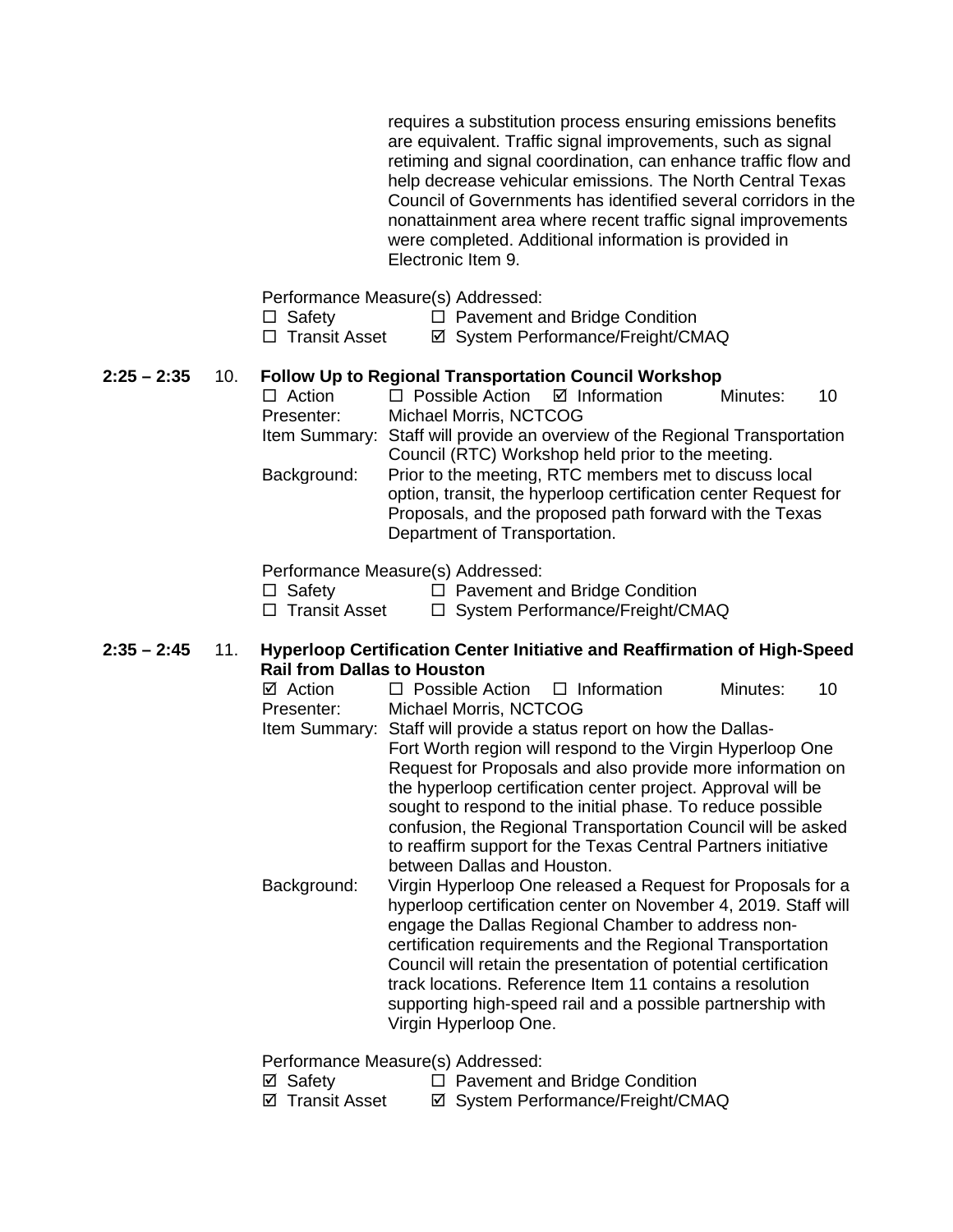requires a substitution process ensuring emissions benefits are equivalent. Traffic signal improvements, such as signal retiming and signal coordination, can enhance traffic flow and help decrease vehicular emissions. The North Central Texas Council of Governments has identified several corridors in the nonattainment area where recent traffic signal improvements were completed. Additional information is provided in Electronic Item 9.

Performance Measure(s) Addressed:

☐ Safety ☐ Pavement and Bridge Condition
☐ Transit Asset ☑ System Performance/Freight/CMAQ

**2:25 – 2:35** 10. **Follow Up to Regional Transportation Council Workshop**

☐ Action ☐ Possible Action ☑ Information Minutes: 10

Presenter: Michael Morris, NCTCOG

Item Summary: Staff will provide an overview of the Regional Transportation Council (RTC) Workshop held prior to the meeting.

Background: Prior to the meeting, RTC members met to discuss local option, transit, the hyperloop certification center Request for Proposals, and the proposed path forward with the Texas Department of Transportation.

Performance Measure(s) Addressed:

☐ Safety ☐ Pavement and Bridge Condition
☐ Transit Asset ☐ System Performance/Freight/CMAQ

**2:35 – 2:45** 11. **Hyperloop Certification Center Initiative and Reaffirmation of High-Speed Rail from Dallas to Houston**

☑ Action ☐ Possible Action ☐ Information Minutes: 10

Presenter: Michael Morris, NCTCOG

Item Summary: Staff will provide a status report on how the Dallas-Fort Worth region will respond to the Virgin Hyperloop One Request for Proposals and also provide more information on the hyperloop certification center project. Approval will be sought to respond to the initial phase. To reduce possible confusion, the Regional Transportation Council will be asked to reaffirm support for the Texas Central Partners initiative between Dallas and Houston.

Background: Virgin Hyperloop One released a Request for Proposals for a hyperloop certification center on November 4, 2019. Staff will engage the Dallas Regional Chamber to address non-certification requirements and the Regional Transportation Council will retain the presentation of potential certification track locations. Reference Item 11 contains a resolution supporting high-speed rail and a possible partnership with Virgin Hyperloop One.

Performance Measure(s) Addressed:

☑ Safety ☐ Pavement and Bridge Condition
☑ Transit Asset ☑ System Performance/Freight/CMAQ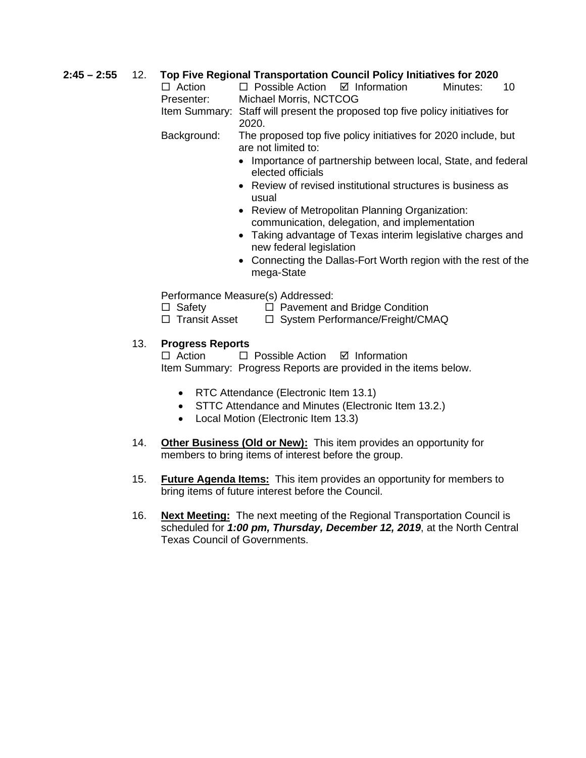**2:45 – 2:55** 12. **Top Five Regional Transportation Council Policy Initiatives for 2020**

☐ Action ☐ Possible Action ☑ Information Minutes: 10

Presenter: Michael Morris, NCTCOG

Item Summary: Staff will present the proposed top five policy initiatives for 2020.

Background: The proposed top five policy initiatives for 2020 include, but are not limited to:

- Importance of partnership between local, State, and federal elected officials
- Review of revised institutional structures is business as usual
- Review of Metropolitan Planning Organization: communication, delegation, and implementation
- Taking advantage of Texas interim legislative charges and new federal legislation
- Connecting the Dallas-Fort Worth region with the rest of the mega-State

Performance Measure(s) Addressed:

☐ Safety ☐ Pavement and Bridge Condition

☐ Transit Asset ☐ System Performance/Freight/CMAQ

13. **Progress Reports**

☐ Action ☐ Possible Action ☑ Information

Item Summary: Progress Reports are provided in the items below.

- RTC Attendance (Electronic Item 13.1)
- STTC Attendance and Minutes (Electronic Item 13.2.)
- Local Motion (Electronic Item 13.3)

14. **Other Business (Old or New):** This item provides an opportunity for members to bring items of interest before the group.

15. **Future Agenda Items:** This item provides an opportunity for members to bring items of future interest before the Council.

16. **Next Meeting:** The next meeting of the Regional Transportation Council is scheduled for ***1:00 pm, Thursday, December 12, 2019***, at the North Central Texas Council of Governments.